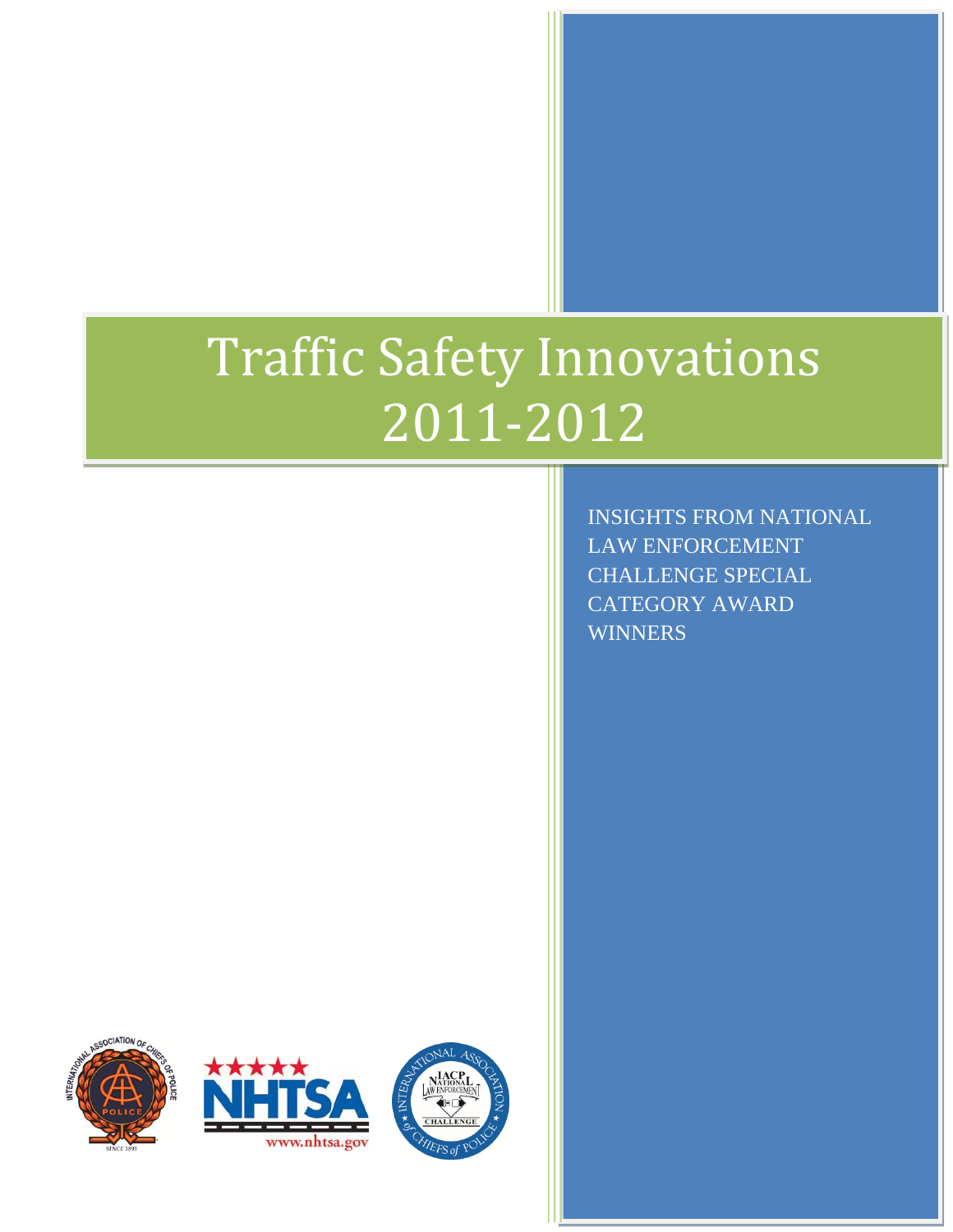# Traffic Safety Innovations 2011-2012

INSIGHTS FROM NATIONAL LAW ENFORCEMENT CHALLENGE SPECIAL CATEGORY AWARD WINNERS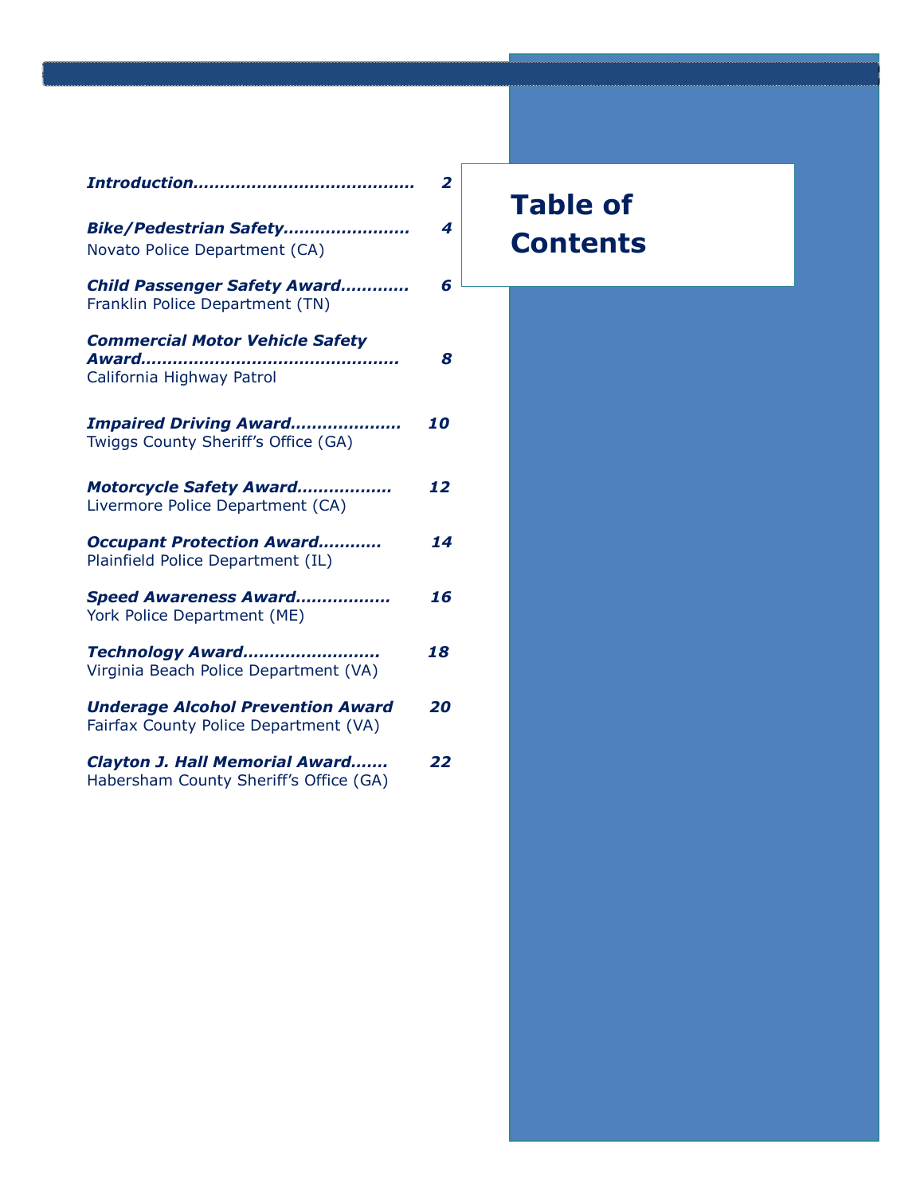# Table of Contents

***Introduction*** ........................................ **2**

***Bike/Pedestrian Safety*** ....................... **4**
Novato Police Department (CA)

***Child Passenger Safety Award*** ............ **6**
Franklin Police Department (TN)

***Commercial Motor Vehicle Safety Award*** ............................................... **8**
California Highway Patrol

***Impaired Driving Award*** .................... **10**
Twiggs County Sheriff's Office (GA)

***Motorcycle Safety Award*** ................. **12**
Livermore Police Department (CA)

***Occupant Protection Award*** ........... **14**
Plainfield Police Department (IL)

***Speed Awareness Award*** ................. **16**
York Police Department (ME)

***Technology Award*** ......................... **18**
Virginia Beach Police Department (VA)

***Underage Alcohol Prevention Award*** **20**
Fairfax County Police Department (VA)

***Clayton J. Hall Memorial Award*** ....... **22**
Habersham County Sheriff's Office (GA)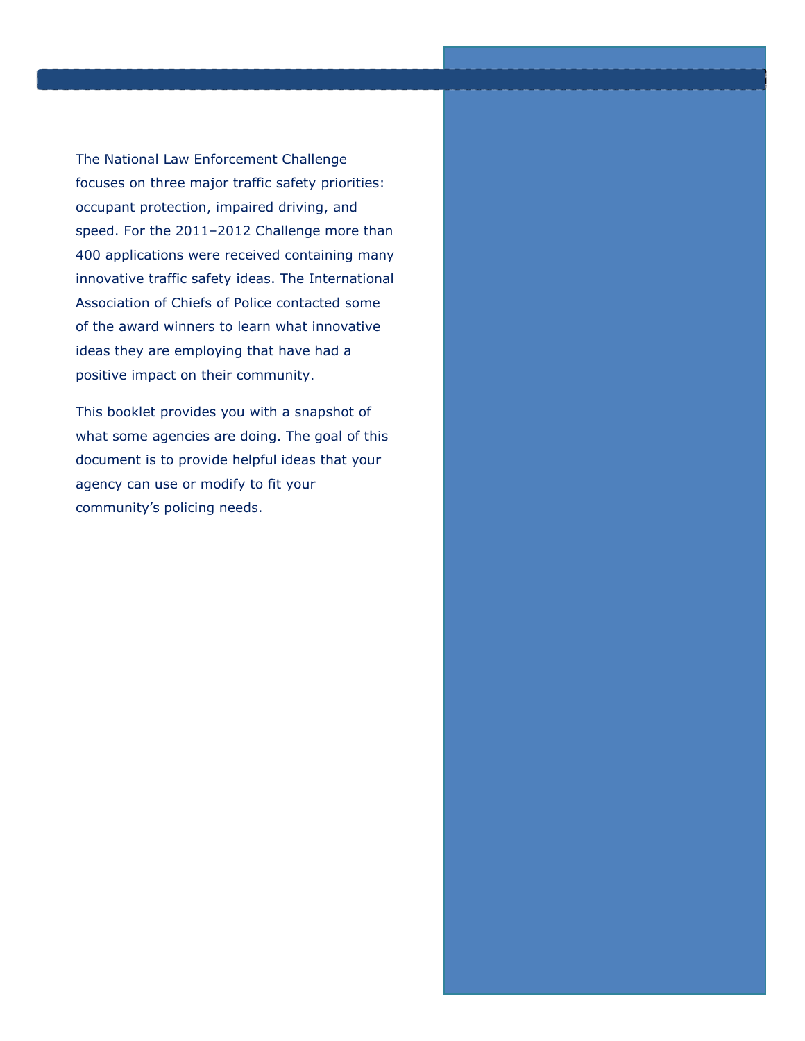The National Law Enforcement Challenge focuses on three major traffic safety priorities: occupant protection, impaired driving, and speed. For the 2011–2012 Challenge more than 400 applications were received containing many innovative traffic safety ideas. The International Association of Chiefs of Police contacted some of the award winners to learn what innovative ideas they are employing that have had a positive impact on their community.

This booklet provides you with a snapshot of what some agencies are doing. The goal of this document is to provide helpful ideas that your agency can use or modify to fit your community's policing needs.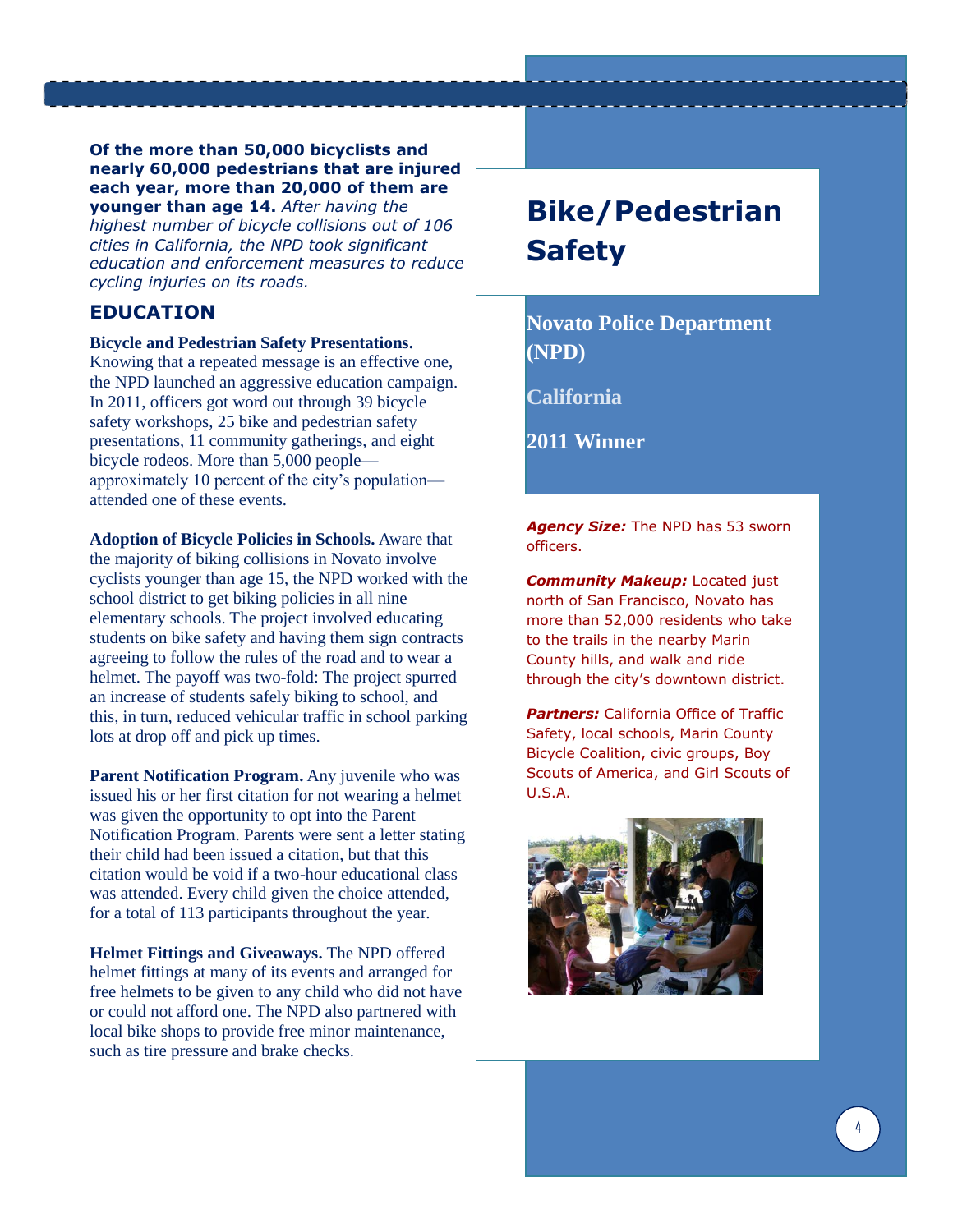# Bike/Pedestrian Safety

**Novato Police Department (NPD)**

**California**

**2011 Winner**

***Agency Size:*** The NPD has 53 sworn officers.

***Community Makeup:*** Located just north of San Francisco, Novato has more than 52,000 residents who take to the trails in the nearby Marin County hills, and walk and ride through the city's downtown district.

***Partners:*** California Office of Traffic Safety, local schools, Marin County Bicycle Coalition, civic groups, Boy Scouts of America, and Girl Scouts of U.S.A.

**Of the more than 50,000 bicyclists and nearly 60,000 pedestrians that are injured each year, more than 20,000 of them are younger than age 14.** *After having the highest number of bicycle collisions out of 106 cities in California, the NPD took significant education and enforcement measures to reduce cycling injuries on its roads.*

## EDUCATION

**Bicycle and Pedestrian Safety Presentations.** Knowing that a repeated message is an effective one, the NPD launched an aggressive education campaign. In 2011, officers got word out through 39 bicycle safety workshops, 25 bike and pedestrian safety presentations, 11 community gatherings, and eight bicycle rodeos. More than 5,000 people—approximately 10 percent of the city's population—attended one of these events.

**Adoption of Bicycle Policies in Schools.** Aware that the majority of biking collisions in Novato involve cyclists younger than age 15, the NPD worked with the school district to get biking policies in all nine elementary schools. The project involved educating students on bike safety and having them sign contracts agreeing to follow the rules of the road and to wear a helmet. The payoff was two-fold: The project spurred an increase of students safely biking to school, and this, in turn, reduced vehicular traffic in school parking lots at drop off and pick up times.

**Parent Notification Program.** Any juvenile who was issued his or her first citation for not wearing a helmet was given the opportunity to opt into the Parent Notification Program. Parents were sent a letter stating their child had been issued a citation, but that this citation would be void if a two-hour educational class was attended. Every child given the choice attended, for a total of 113 participants throughout the year.

**Helmet Fittings and Giveaways.** The NPD offered helmet fittings at many of its events and arranged for free helmets to be given to any child who did not have or could not afford one. The NPD also partnered with local bike shops to provide free minor maintenance, such as tire pressure and brake checks.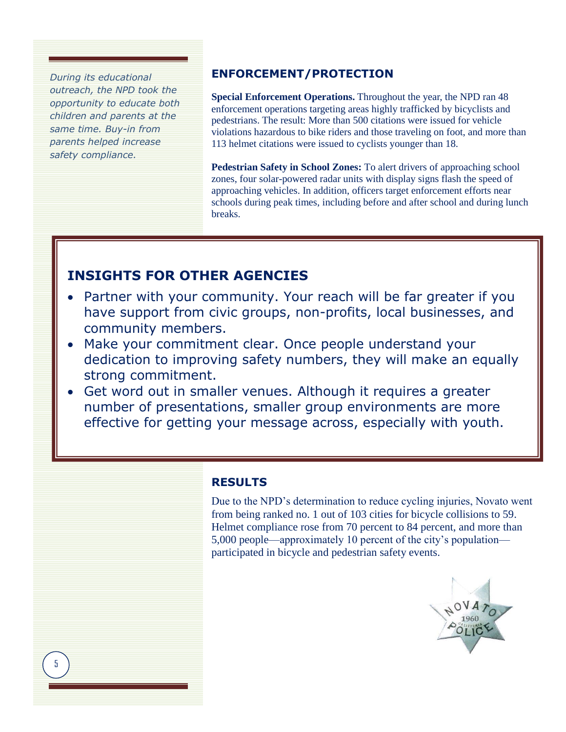*During its educational outreach, the NPD took the opportunity to educate both children and parents at the same time. Buy-in from parents helped increase safety compliance.*

## ENFORCEMENT/PROTECTION

**Special Enforcement Operations.** Throughout the year, the NPD ran 48 enforcement operations targeting areas highly trafficked by bicyclists and pedestrians. The result: More than 500 citations were issued for vehicle violations hazardous to bike riders and those traveling on foot, and more than 113 helmet citations were issued to cyclists younger than 18.

**Pedestrian Safety in School Zones:** To alert drivers of approaching school zones, four solar-powered radar units with display signs flash the speed of approaching vehicles. In addition, officers target enforcement efforts near schools during peak times, including before and after school and during lunch breaks.

## INSIGHTS FOR OTHER AGENCIES

- Partner with your community. Your reach will be far greater if you have support from civic groups, non-profits, local businesses, and community members.
- Make your commitment clear. Once people understand your dedication to improving safety numbers, they will make an equally strong commitment.
- Get word out in smaller venues. Although it requires a greater number of presentations, smaller group environments are more effective for getting your message across, especially with youth.

## RESULTS

Due to the NPD's determination to reduce cycling injuries, Novato went from being ranked no. 1 out of 103 cities for bicycle collisions to 59. Helmet compliance rose from 70 percent to 84 percent, and more than 5,000 people—approximately 10 percent of the city's population—participated in bicycle and pedestrian safety events.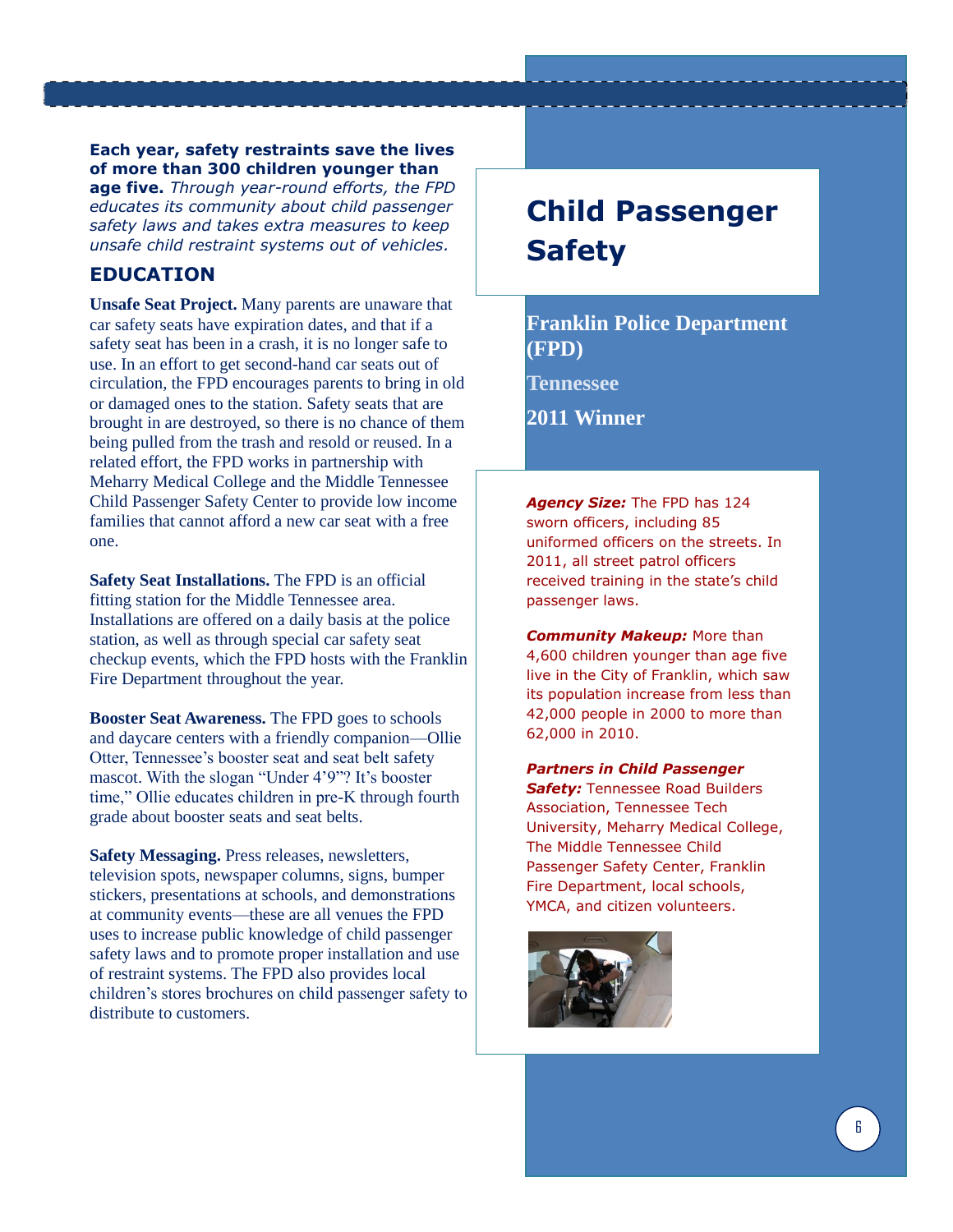# Child Passenger Safety

**Franklin Police Department (FPD)**

**Tennessee**

**2011 Winner**

**Each year, safety restraints save the lives of more than 300 children younger than age five.** *Through year-round efforts, the FPD educates its community about child passenger safety laws and takes extra measures to keep unsafe child restraint systems out of vehicles.*

## EDUCATION

**Unsafe Seat Project.** Many parents are unaware that car safety seats have expiration dates, and that if a safety seat has been in a crash, it is no longer safe to use. In an effort to get second-hand car seats out of circulation, the FPD encourages parents to bring in old or damaged ones to the station. Safety seats that are brought in are destroyed, so there is no chance of them being pulled from the trash and resold or reused. In a related effort, the FPD works in partnership with Meharry Medical College and the Middle Tennessee Child Passenger Safety Center to provide low income families that cannot afford a new car seat with a free one.

**Safety Seat Installations.** The FPD is an official fitting station for the Middle Tennessee area. Installations are offered on a daily basis at the police station, as well as through special car safety seat checkup events, which the FPD hosts with the Franklin Fire Department throughout the year.

**Booster Seat Awareness.** The FPD goes to schools and daycare centers with a friendly companion—Ollie Otter, Tennessee's booster seat and seat belt safety mascot. With the slogan "Under 4'9"? It's booster time," Ollie educates children in pre-K through fourth grade about booster seats and seat belts.

**Safety Messaging.** Press releases, newsletters, television spots, newspaper columns, signs, bumper stickers, presentations at schools, and demonstrations at community events—these are all venues the FPD uses to increase public knowledge of child passenger safety laws and to promote proper installation and use of restraint systems. The FPD also provides local children's stores brochures on child passenger safety to distribute to customers.

***Agency Size:*** The FPD has 124 sworn officers, including 85 uniformed officers on the streets. In 2011, all street patrol officers received training in the state's child passenger laws.

***Community Makeup:*** More than 4,600 children younger than age five live in the City of Franklin, which saw its population increase from less than 42,000 people in 2000 to more than 62,000 in 2010.

***Partners in Child Passenger Safety:*** Tennessee Road Builders Association, Tennessee Tech University, Meharry Medical College, The Middle Tennessee Child Passenger Safety Center, Franklin Fire Department, local schools, YMCA, and citizen volunteers.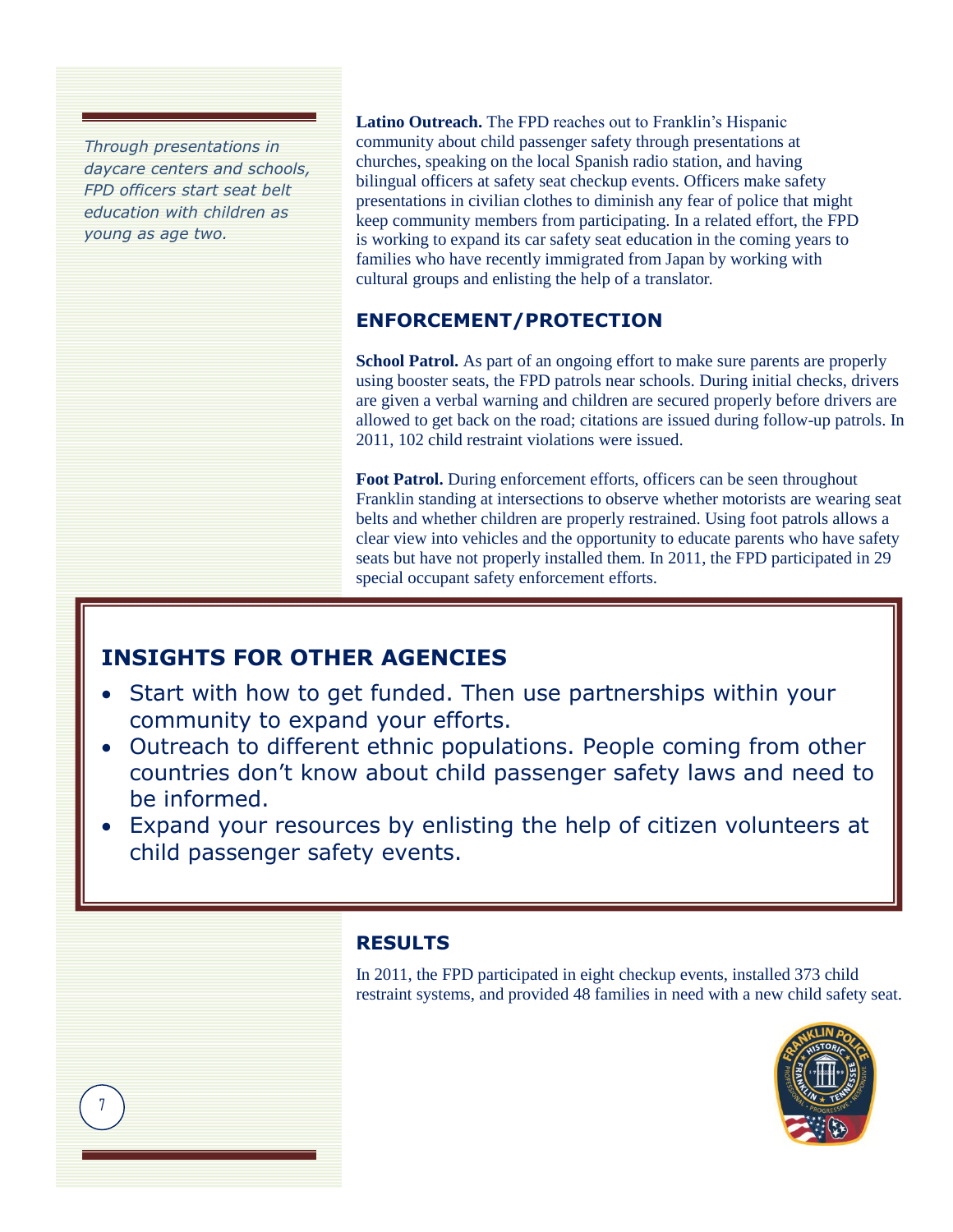*Through presentations in daycare centers and schools, FPD officers start seat belt education with children as young as age two.*

**Latino Outreach.** The FPD reaches out to Franklin's Hispanic community about child passenger safety through presentations at churches, speaking on the local Spanish radio station, and having bilingual officers at safety seat checkup events. Officers make safety presentations in civilian clothes to diminish any fear of police that might keep community members from participating. In a related effort, the FPD is working to expand its car safety seat education in the coming years to families who have recently immigrated from Japan by working with cultural groups and enlisting the help of a translator.

## ENFORCEMENT/PROTECTION

**School Patrol.** As part of an ongoing effort to make sure parents are properly using booster seats, the FPD patrols near schools. During initial checks, drivers are given a verbal warning and children are secured properly before drivers are allowed to get back on the road; citations are issued during follow-up patrols. In 2011, 102 child restraint violations were issued.

**Foot Patrol.** During enforcement efforts, officers can be seen throughout Franklin standing at intersections to observe whether motorists are wearing seat belts and whether children are properly restrained. Using foot patrols allows a clear view into vehicles and the opportunity to educate parents who have safety seats but have not properly installed them. In 2011, the FPD participated in 29 special occupant safety enforcement efforts.

## INSIGHTS FOR OTHER AGENCIES

- Start with how to get funded. Then use partnerships within your community to expand your efforts.
- Outreach to different ethnic populations. People coming from other countries don't know about child passenger safety laws and need to be informed.
- Expand your resources by enlisting the help of citizen volunteers at child passenger safety events.

## RESULTS

In 2011, the FPD participated in eight checkup events, installed 373 child restraint systems, and provided 48 families in need with a new child safety seat.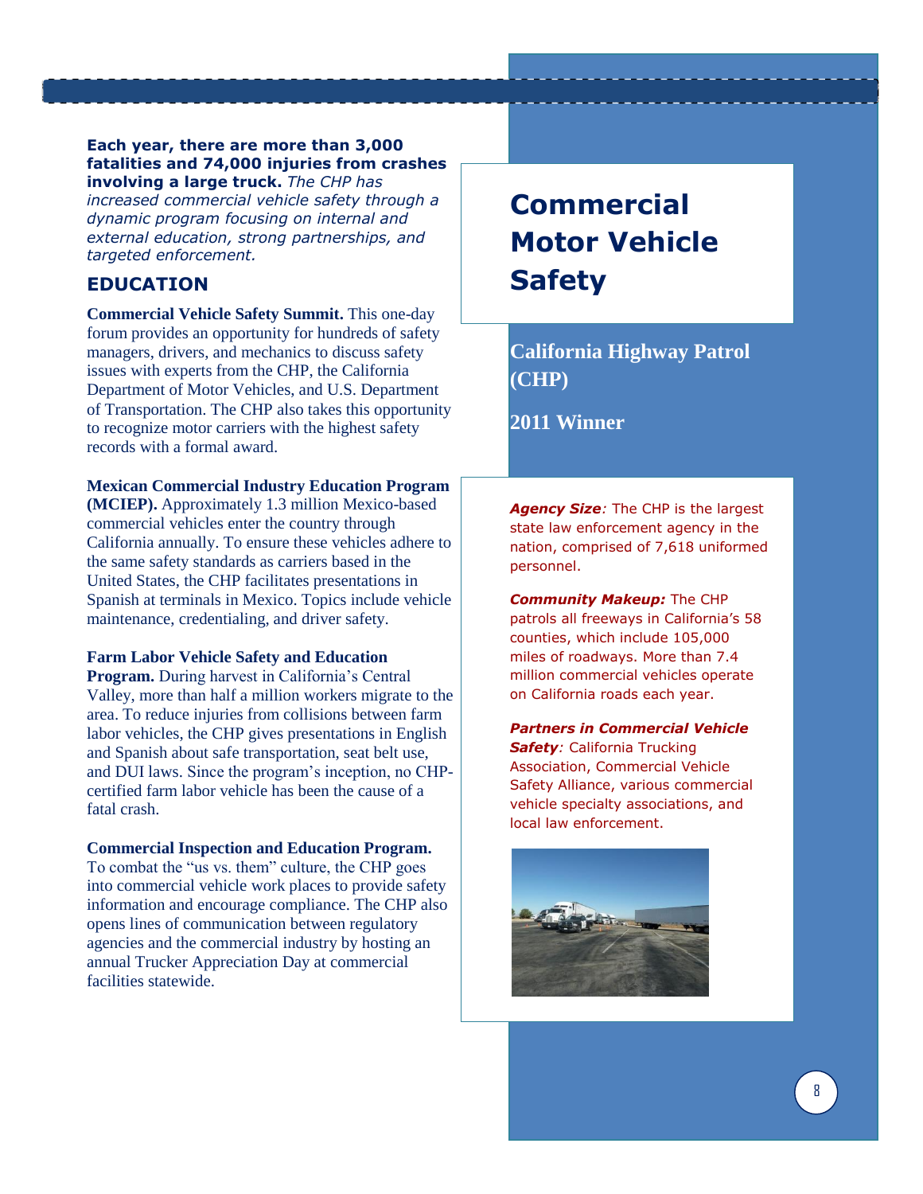# Commercial Motor Vehicle Safety

## California Highway Patrol (CHP)

## 2011 Winner

***Agency Size:*** The CHP is the largest state law enforcement agency in the nation, comprised of 7,618 uniformed personnel.

***Community Makeup:*** The CHP patrols all freeways in California's 58 counties, which include 105,000 miles of roadways. More than 7.4 million commercial vehicles operate on California roads each year.

***Partners in Commercial Vehicle Safety:*** California Trucking Association, Commercial Vehicle Safety Alliance, various commercial vehicle specialty associations, and local law enforcement.

**Each year, there are more than 3,000 fatalities and 74,000 injuries from crashes involving a large truck.** *The CHP has increased commercial vehicle safety through a dynamic program focusing on internal and external education, strong partnerships, and targeted enforcement.*

## EDUCATION

**Commercial Vehicle Safety Summit.** This one-day forum provides an opportunity for hundreds of safety managers, drivers, and mechanics to discuss safety issues with experts from the CHP, the California Department of Motor Vehicles, and U.S. Department of Transportation. The CHP also takes this opportunity to recognize motor carriers with the highest safety records with a formal award.

**Mexican Commercial Industry Education Program (MCIEP).** Approximately 1.3 million Mexico-based commercial vehicles enter the country through California annually. To ensure these vehicles adhere to the same safety standards as carriers based in the United States, the CHP facilitates presentations in Spanish at terminals in Mexico. Topics include vehicle maintenance, credentialing, and driver safety.

**Farm Labor Vehicle Safety and Education Program.** During harvest in California's Central Valley, more than half a million workers migrate to the area. To reduce injuries from collisions between farm labor vehicles, the CHP gives presentations in English and Spanish about safe transportation, seat belt use, and DUI laws. Since the program's inception, no CHP-certified farm labor vehicle has been the cause of a fatal crash.

**Commercial Inspection and Education Program.** To combat the "us vs. them" culture, the CHP goes into commercial vehicle work places to provide safety information and encourage compliance. The CHP also opens lines of communication between regulatory agencies and the commercial industry by hosting an annual Trucker Appreciation Day at commercial facilities statewide.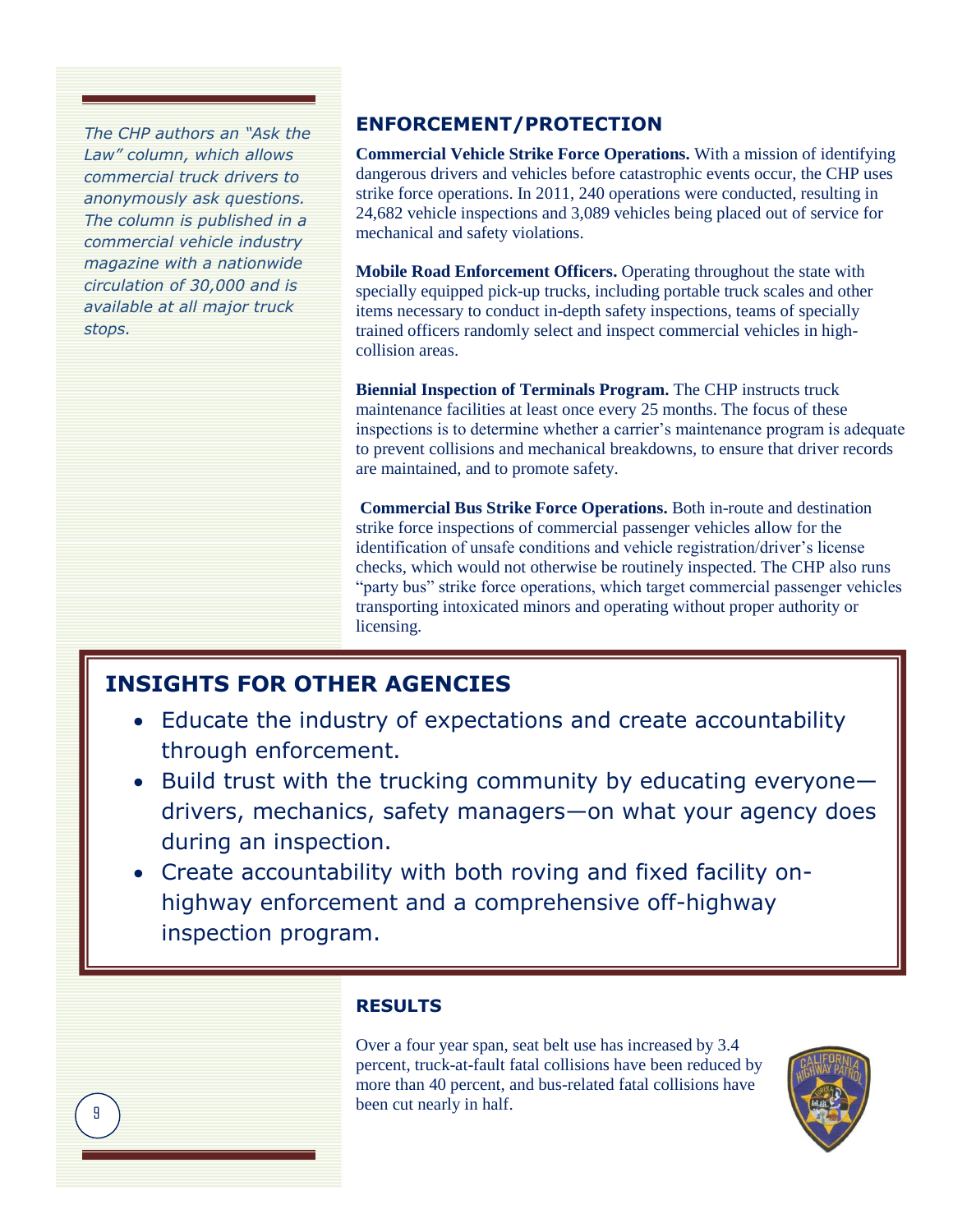*The CHP authors an "Ask the Law" column, which allows commercial truck drivers to anonymously ask questions. The column is published in a commercial vehicle industry magazine with a nationwide circulation of 30,000 and is available at all major truck stops.*

## ENFORCEMENT/PROTECTION

**Commercial Vehicle Strike Force Operations.** With a mission of identifying dangerous drivers and vehicles before catastrophic events occur, the CHP uses strike force operations. In 2011, 240 operations were conducted, resulting in 24,682 vehicle inspections and 3,089 vehicles being placed out of service for mechanical and safety violations.

**Mobile Road Enforcement Officers.** Operating throughout the state with specially equipped pick-up trucks, including portable truck scales and other items necessary to conduct in-depth safety inspections, teams of specially trained officers randomly select and inspect commercial vehicles in high-collision areas.

**Biennial Inspection of Terminals Program.** The CHP instructs truck maintenance facilities at least once every 25 months. The focus of these inspections is to determine whether a carrier's maintenance program is adequate to prevent collisions and mechanical breakdowns, to ensure that driver records are maintained, and to promote safety.

**Commercial Bus Strike Force Operations.** Both in-route and destination strike force inspections of commercial passenger vehicles allow for the identification of unsafe conditions and vehicle registration/driver's license checks, which would not otherwise be routinely inspected. The CHP also runs "party bus" strike force operations, which target commercial passenger vehicles transporting intoxicated minors and operating without proper authority or licensing.

## INSIGHTS FOR OTHER AGENCIES

- Educate the industry of expectations and create accountability through enforcement.
- Build trust with the trucking community by educating everyone—drivers, mechanics, safety managers—on what your agency does during an inspection.
- Create accountability with both roving and fixed facility on-highway enforcement and a comprehensive off-highway inspection program.

## RESULTS

Over a four year span, seat belt use has increased by 3.4 percent, truck-at-fault fatal collisions have been reduced by more than 40 percent, and bus-related fatal collisions have been cut nearly in half.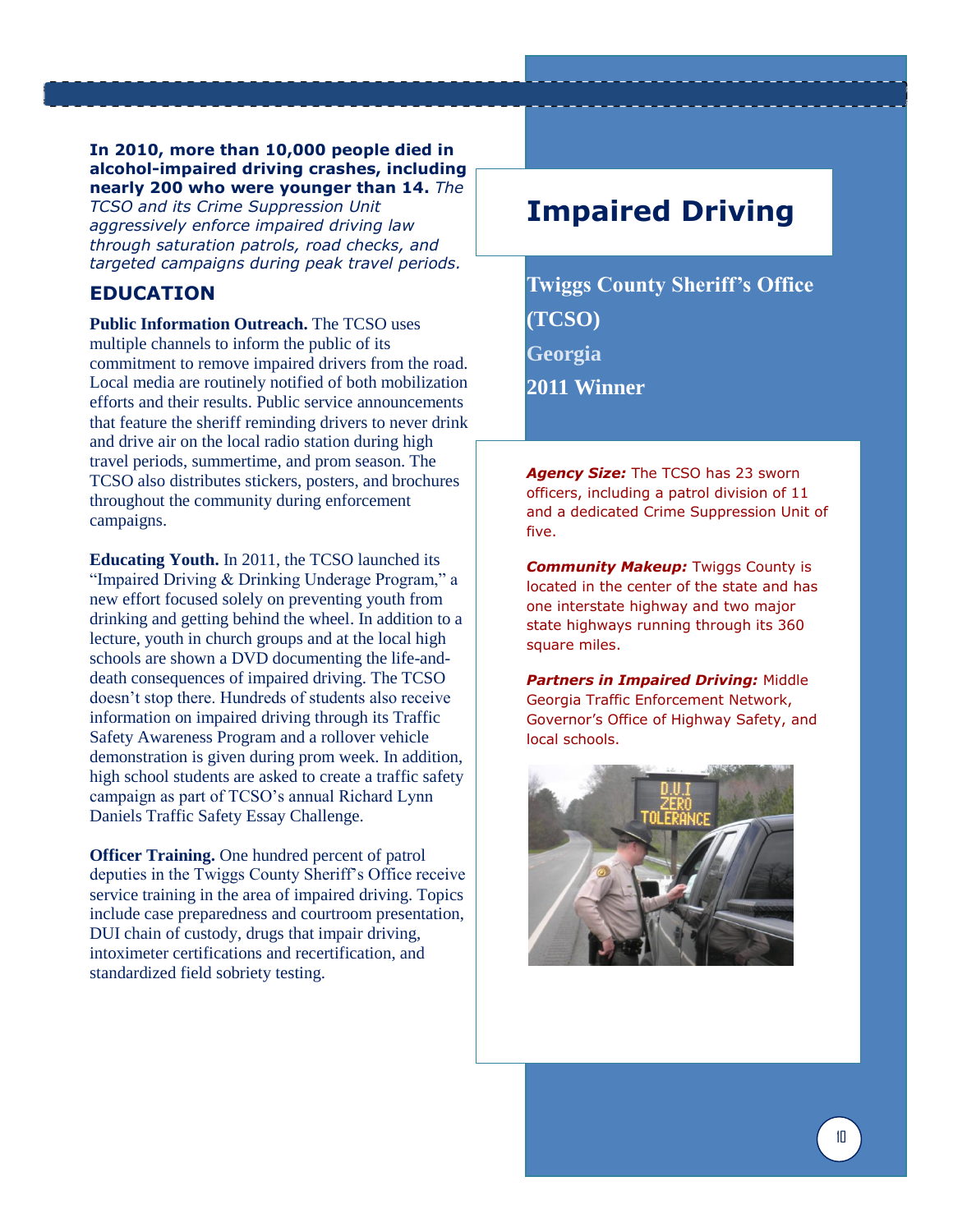# Impaired Driving

**Twiggs County Sheriff's Office (TCSO)**

**Georgia**

**2011 Winner**

***Agency Size:*** The TCSO has 23 sworn officers, including a patrol division of 11 and a dedicated Crime Suppression Unit of five.

***Community Makeup:*** Twiggs County is located in the center of the state and has one interstate highway and two major state highways running through its 360 square miles.

***Partners in Impaired Driving:*** Middle Georgia Traffic Enforcement Network, Governor's Office of Highway Safety, and local schools.

**In 2010, more than 10,000 people died in alcohol-impaired driving crashes, including nearly 200 who were younger than 14.** *The TCSO and its Crime Suppression Unit aggressively enforce impaired driving law through saturation patrols, road checks, and targeted campaigns during peak travel periods.*

## EDUCATION

**Public Information Outreach.** The TCSO uses multiple channels to inform the public of its commitment to remove impaired drivers from the road. Local media are routinely notified of both mobilization efforts and their results. Public service announcements that feature the sheriff reminding drivers to never drink and drive air on the local radio station during high travel periods, summertime, and prom season. The TCSO also distributes stickers, posters, and brochures throughout the community during enforcement campaigns.

**Educating Youth.** In 2011, the TCSO launched its "Impaired Driving & Drinking Underage Program," a new effort focused solely on preventing youth from drinking and getting behind the wheel. In addition to a lecture, youth in church groups and at the local high schools are shown a DVD documenting the life-and-death consequences of impaired driving. The TCSO doesn't stop there. Hundreds of students also receive information on impaired driving through its Traffic Safety Awareness Program and a rollover vehicle demonstration is given during prom week. In addition, high school students are asked to create a traffic safety campaign as part of TCSO's annual Richard Lynn Daniels Traffic Safety Essay Challenge.

**Officer Training.** One hundred percent of patrol deputies in the Twiggs County Sheriff's Office receive service training in the area of impaired driving. Topics include case preparedness and courtroom presentation, DUI chain of custody, drugs that impair driving, intoximeter certifications and recertification, and standardized field sobriety testing.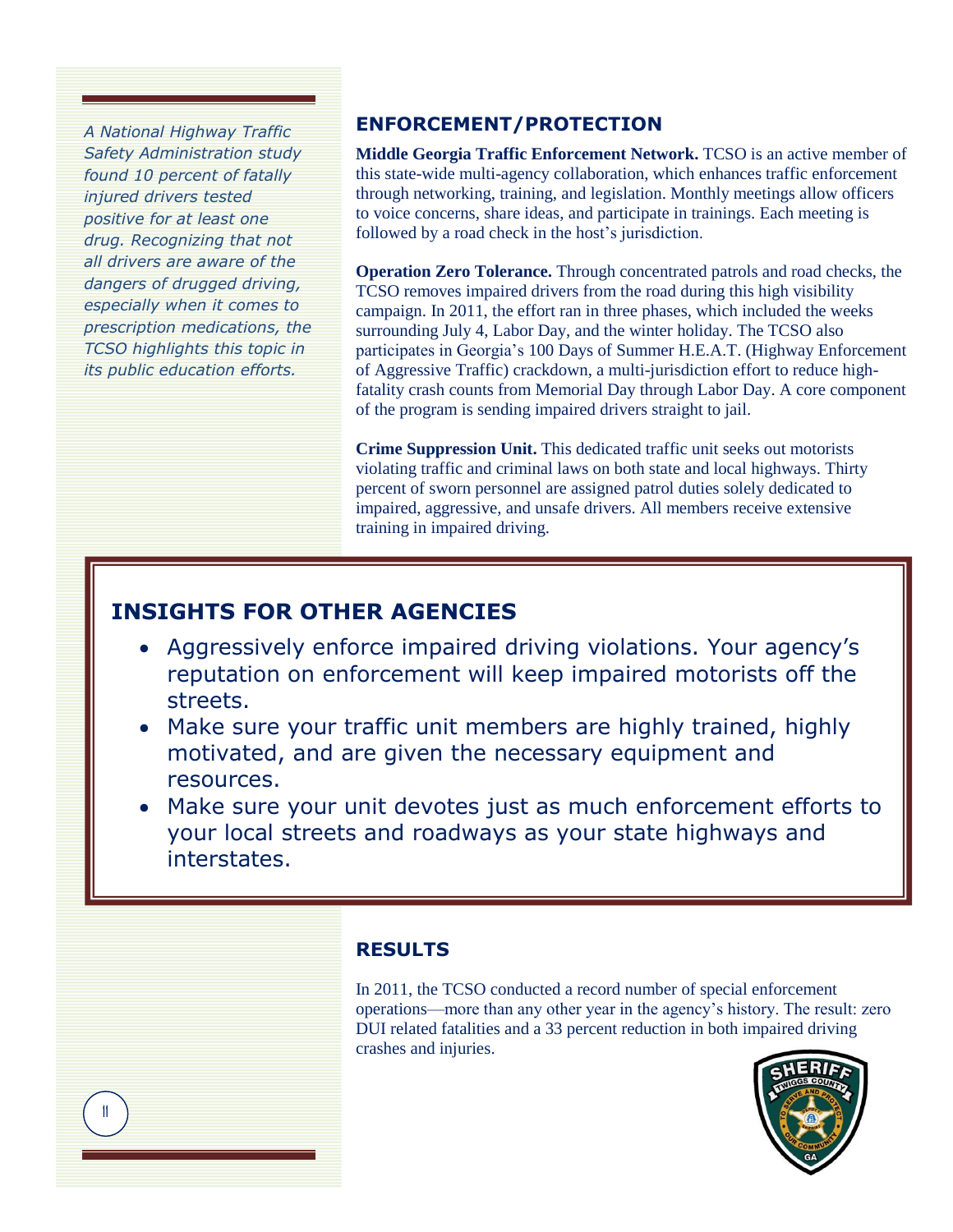*A National Highway Traffic Safety Administration study found 10 percent of fatally injured drivers tested positive for at least one drug. Recognizing that not all drivers are aware of the dangers of drugged driving, especially when it comes to prescription medications, the TCSO highlights this topic in its public education efforts.*

## ENFORCEMENT/PROTECTION

**Middle Georgia Traffic Enforcement Network.** TCSO is an active member of this state-wide multi-agency collaboration, which enhances traffic enforcement through networking, training, and legislation. Monthly meetings allow officers to voice concerns, share ideas, and participate in trainings. Each meeting is followed by a road check in the host's jurisdiction.

**Operation Zero Tolerance.** Through concentrated patrols and road checks, the TCSO removes impaired drivers from the road during this high visibility campaign. In 2011, the effort ran in three phases, which included the weeks surrounding July 4, Labor Day, and the winter holiday. The TCSO also participates in Georgia's 100 Days of Summer H.E.A.T. (Highway Enforcement of Aggressive Traffic) crackdown, a multi-jurisdiction effort to reduce high-fatality crash counts from Memorial Day through Labor Day. A core component of the program is sending impaired drivers straight to jail.

**Crime Suppression Unit.** This dedicated traffic unit seeks out motorists violating traffic and criminal laws on both state and local highways. Thirty percent of sworn personnel are assigned patrol duties solely dedicated to impaired, aggressive, and unsafe drivers. All members receive extensive training in impaired driving.

## INSIGHTS FOR OTHER AGENCIES

- Aggressively enforce impaired driving violations. Your agency's reputation on enforcement will keep impaired motorists off the streets.
- Make sure your traffic unit members are highly trained, highly motivated, and are given the necessary equipment and resources.
- Make sure your unit devotes just as much enforcement efforts to your local streets and roadways as your state highways and interstates.

## RESULTS

In 2011, the TCSO conducted a record number of special enforcement operations—more than any other year in the agency's history. The result: zero DUI related fatalities and a 33 percent reduction in both impaired driving crashes and injuries.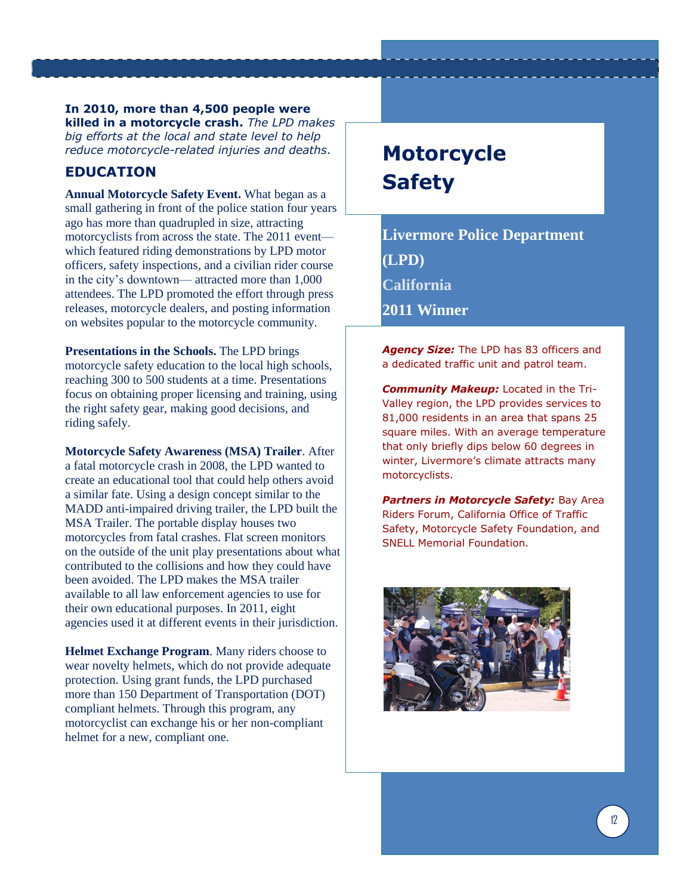# Motorcycle Safety

**Livermore Police Department (LPD)**

**California**

**2011 Winner**

***Agency Size:*** The LPD has 83 officers and a dedicated traffic unit and patrol team.

***Community Makeup:*** Located in the Tri-Valley region, the LPD provides services to 81,000 residents in an area that spans 25 square miles. With an average temperature that only briefly dips below 60 degrees in winter, Livermore's climate attracts many motorcyclists.

***Partners in Motorcycle Safety:*** Bay Area Riders Forum, California Office of Traffic Safety, Motorcycle Safety Foundation, and SNELL Memorial Foundation.

**In 2010, more than 4,500 people were killed in a motorcycle crash.** *The LPD makes big efforts at the local and state level to help reduce motorcycle-related injuries and deaths.*

## EDUCATION

**Annual Motorcycle Safety Event.** What began as a small gathering in front of the police station four years ago has more than quadrupled in size, attracting motorcyclists from across the state. The 2011 event—which featured riding demonstrations by LPD motor officers, safety inspections, and a civilian rider course in the city's downtown— attracted more than 1,000 attendees. The LPD promoted the effort through press releases, motorcycle dealers, and posting information on websites popular to the motorcycle community.

**Presentations in the Schools.** The LPD brings motorcycle safety education to the local high schools, reaching 300 to 500 students at a time. Presentations focus on obtaining proper licensing and training, using the right safety gear, making good decisions, and riding safely.

**Motorcycle Safety Awareness (MSA) Trailer**. After a fatal motorcycle crash in 2008, the LPD wanted to create an educational tool that could help others avoid a similar fate. Using a design concept similar to the MADD anti-impaired driving trailer, the LPD built the MSA Trailer. The portable display houses two motorcycles from fatal crashes. Flat screen monitors on the outside of the unit play presentations about what contributed to the collisions and how they could have been avoided. The LPD makes the MSA trailer available to all law enforcement agencies to use for their own educational purposes. In 2011, eight agencies used it at different events in their jurisdiction.

**Helmet Exchange Program**. Many riders choose to wear novelty helmets, which do not provide adequate protection. Using grant funds, the LPD purchased more than 150 Department of Transportation (DOT) compliant helmets. Through this program, any motorcyclist can exchange his or her non-compliant helmet for a new, compliant one.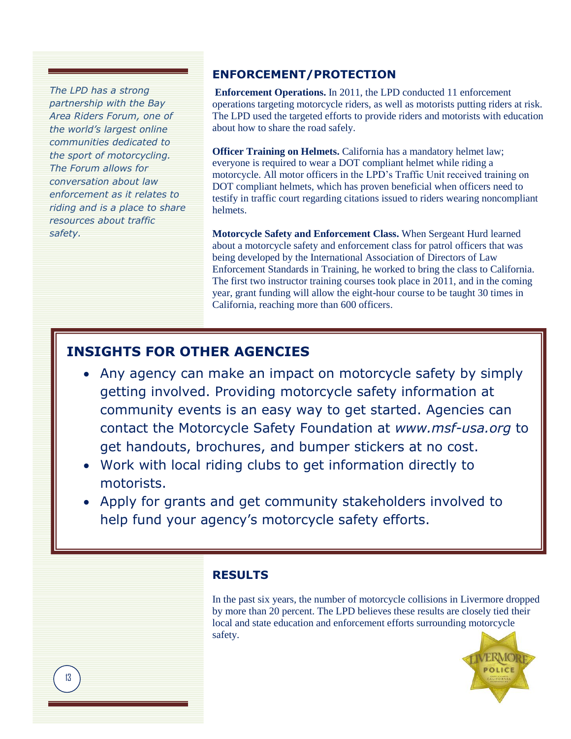*The LPD has a strong partnership with the Bay Area Riders Forum, one of the world's largest online communities dedicated to the sport of motorcycling. The Forum allows for conversation about law enforcement as it relates to riding and is a place to share resources about traffic safety.*

## ENFORCEMENT/PROTECTION

**Enforcement Operations.** In 2011, the LPD conducted 11 enforcement operations targeting motorcycle riders, as well as motorists putting riders at risk. The LPD used the targeted efforts to provide riders and motorists with education about how to share the road safely.

**Officer Training on Helmets.** California has a mandatory helmet law; everyone is required to wear a DOT compliant helmet while riding a motorcycle. All motor officers in the LPD's Traffic Unit received training on DOT compliant helmets, which has proven beneficial when officers need to testify in traffic court regarding citations issued to riders wearing noncompliant helmets.

**Motorcycle Safety and Enforcement Class.** When Sergeant Hurd learned about a motorcycle safety and enforcement class for patrol officers that was being developed by the International Association of Directors of Law Enforcement Standards in Training, he worked to bring the class to California. The first two instructor training courses took place in 2011, and in the coming year, grant funding will allow the eight-hour course to be taught 30 times in California, reaching more than 600 officers.

## INSIGHTS FOR OTHER AGENCIES

- Any agency can make an impact on motorcycle safety by simply getting involved. Providing motorcycle safety information at community events is an easy way to get started. Agencies can contact the Motorcycle Safety Foundation at *www.msf-usa.org* to get handouts, brochures, and bumper stickers at no cost.
- Work with local riding clubs to get information directly to motorists.
- Apply for grants and get community stakeholders involved to help fund your agency's motorcycle safety efforts.

## RESULTS

In the past six years, the number of motorcycle collisions in Livermore dropped by more than 20 percent. The LPD believes these results are closely tied their local and state education and enforcement efforts surrounding motorcycle safety.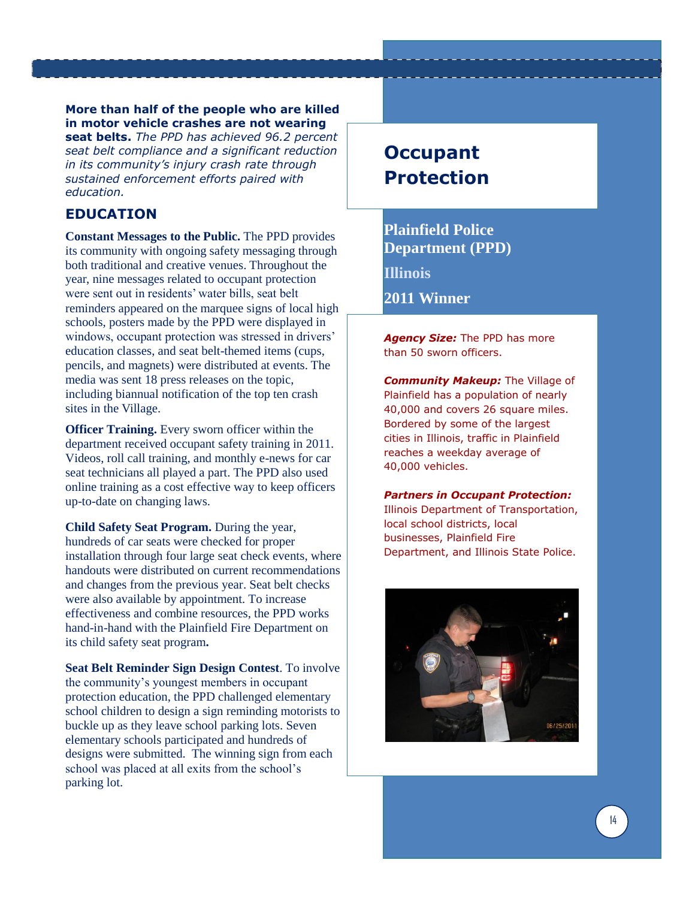# Occupant Protection

## Plainfield Police Department (PPD)

**Illinois**

**2011 Winner**

***Agency Size:*** The PPD has more than 50 sworn officers.

***Community Makeup:*** The Village of Plainfield has a population of nearly 40,000 and covers 26 square miles. Bordered by some of the largest cities in Illinois, traffic in Plainfield reaches a weekday average of 40,000 vehicles.

***Partners in Occupant Protection:*** Illinois Department of Transportation, local school districts, local businesses, Plainfield Fire Department, and Illinois State Police.

**More than half of the people who are killed in motor vehicle crashes are not wearing seat belts.** *The PPD has achieved 96.2 percent seat belt compliance and a significant reduction in its community's injury crash rate through sustained enforcement efforts paired with education.*

## EDUCATION

**Constant Messages to the Public.** The PPD provides its community with ongoing safety messaging through both traditional and creative venues. Throughout the year, nine messages related to occupant protection were sent out in residents' water bills, seat belt reminders appeared on the marquee signs of local high schools, posters made by the PPD were displayed in windows, occupant protection was stressed in drivers' education classes, and seat belt-themed items (cups, pencils, and magnets) were distributed at events. The media was sent 18 press releases on the topic, including biannual notification of the top ten crash sites in the Village.

**Officer Training.** Every sworn officer within the department received occupant safety training in 2011. Videos, roll call training, and monthly e-news for car seat technicians all played a part. The PPD also used online training as a cost effective way to keep officers up-to-date on changing laws.

**Child Safety Seat Program.** During the year, hundreds of car seats were checked for proper installation through four large seat check events, where handouts were distributed on current recommendations and changes from the previous year. Seat belt checks were also available by appointment. To increase effectiveness and combine resources, the PPD works hand-in-hand with the Plainfield Fire Department on its child safety seat program**.**

**Seat Belt Reminder Sign Design Contest**. To involve the community's youngest members in occupant protection education, the PPD challenged elementary school children to design a sign reminding motorists to buckle up as they leave school parking lots. Seven elementary schools participated and hundreds of designs were submitted. The winning sign from each school was placed at all exits from the school's parking lot.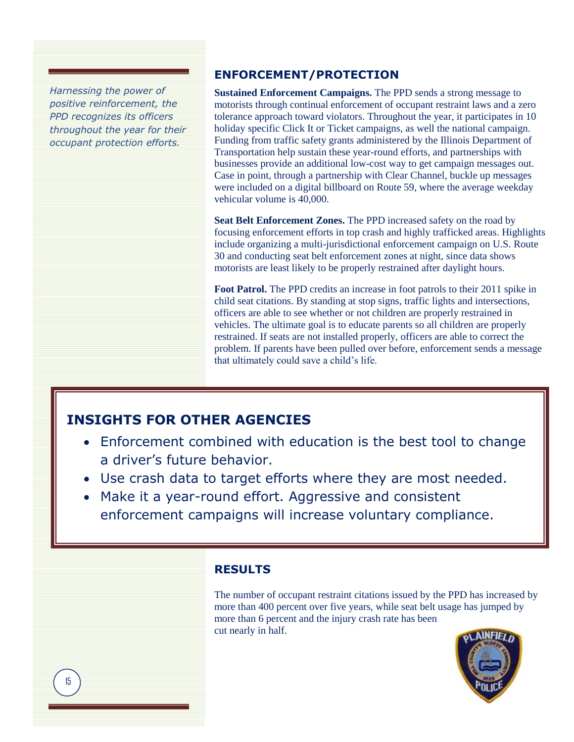*Harnessing the power of positive reinforcement, the PPD recognizes its officers throughout the year for their occupant protection efforts.*

## ENFORCEMENT/PROTECTION

**Sustained Enforcement Campaigns.** The PPD sends a strong message to motorists through continual enforcement of occupant restraint laws and a zero tolerance approach toward violators. Throughout the year, it participates in 10 holiday specific Click It or Ticket campaigns, as well the national campaign. Funding from traffic safety grants administered by the Illinois Department of Transportation help sustain these year-round efforts, and partnerships with businesses provide an additional low-cost way to get campaign messages out. Case in point, through a partnership with Clear Channel, buckle up messages were included on a digital billboard on Route 59, where the average weekday vehicular volume is 40,000.

**Seat Belt Enforcement Zones.** The PPD increased safety on the road by focusing enforcement efforts in top crash and highly trafficked areas. Highlights include organizing a multi-jurisdictional enforcement campaign on U.S. Route 30 and conducting seat belt enforcement zones at night, since data shows motorists are least likely to be properly restrained after daylight hours.

**Foot Patrol.** The PPD credits an increase in foot patrols to their 2011 spike in child seat citations. By standing at stop signs, traffic lights and intersections, officers are able to see whether or not children are properly restrained in vehicles. The ultimate goal is to educate parents so all children are properly restrained. If seats are not installed properly, officers are able to correct the problem. If parents have been pulled over before, enforcement sends a message that ultimately could save a child's life.

## INSIGHTS FOR OTHER AGENCIES

- Enforcement combined with education is the best tool to change a driver's future behavior.
- Use crash data to target efforts where they are most needed.
- Make it a year-round effort. Aggressive and consistent enforcement campaigns will increase voluntary compliance.

## RESULTS

The number of occupant restraint citations issued by the PPD has increased by more than 400 percent over five years, while seat belt usage has jumped by more than 6 percent and the injury crash rate has been cut nearly in half.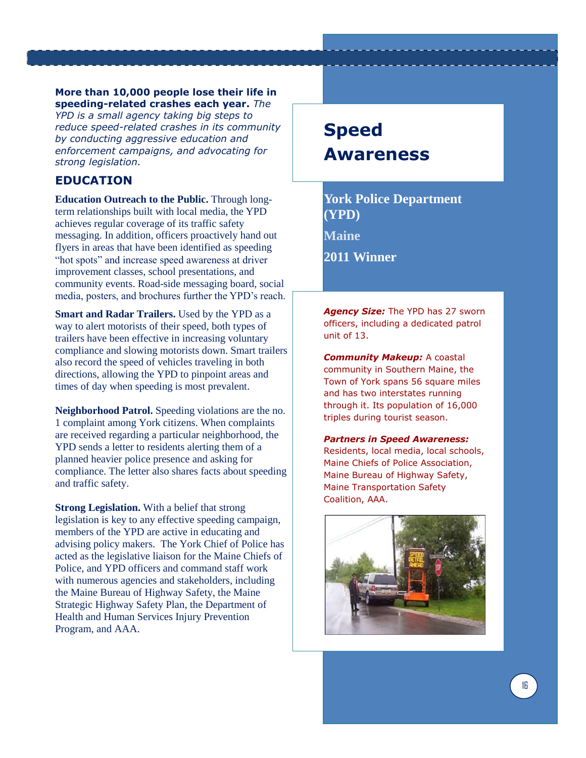# Speed Awareness

**York Police Department (YPD)**

**Maine**

**2011 Winner**

***Agency Size:*** The YPD has 27 sworn officers, including a dedicated patrol unit of 13.

***Community Makeup:*** A coastal community in Southern Maine, the Town of York spans 56 square miles and has two interstates running through it. Its population of 16,000 triples during tourist season.

***Partners in Speed Awareness:*** Residents, local media, local schools, Maine Chiefs of Police Association, Maine Bureau of Highway Safety, Maine Transportation Safety Coalition, AAA.

**More than 10,000 people lose their life in speeding-related crashes each year.** *The YPD is a small agency taking big steps to reduce speed-related crashes in its community by conducting aggressive education and enforcement campaigns, and advocating for strong legislation.*

## EDUCATION

**Education Outreach to the Public.** Through long-term relationships built with local media, the YPD achieves regular coverage of its traffic safety messaging. In addition, officers proactively hand out flyers in areas that have been identified as speeding "hot spots" and increase speed awareness at driver improvement classes, school presentations, and community events. Road-side messaging board, social media, posters, and brochures further the YPD's reach.

**Smart and Radar Trailers.** Used by the YPD as a way to alert motorists of their speed, both types of trailers have been effective in increasing voluntary compliance and slowing motorists down. Smart trailers also record the speed of vehicles traveling in both directions, allowing the YPD to pinpoint areas and times of day when speeding is most prevalent.

**Neighborhood Patrol.** Speeding violations are the no. 1 complaint among York citizens. When complaints are received regarding a particular neighborhood, the YPD sends a letter to residents alerting them of a planned heavier police presence and asking for compliance. The letter also shares facts about speeding and traffic safety.

**Strong Legislation.** With a belief that strong legislation is key to any effective speeding campaign, members of the YPD are active in educating and advising policy makers. The York Chief of Police has acted as the legislative liaison for the Maine Chiefs of Police, and YPD officers and command staff work with numerous agencies and stakeholders, including the Maine Bureau of Highway Safety, the Maine Strategic Highway Safety Plan, the Department of Health and Human Services Injury Prevention Program, and AAA.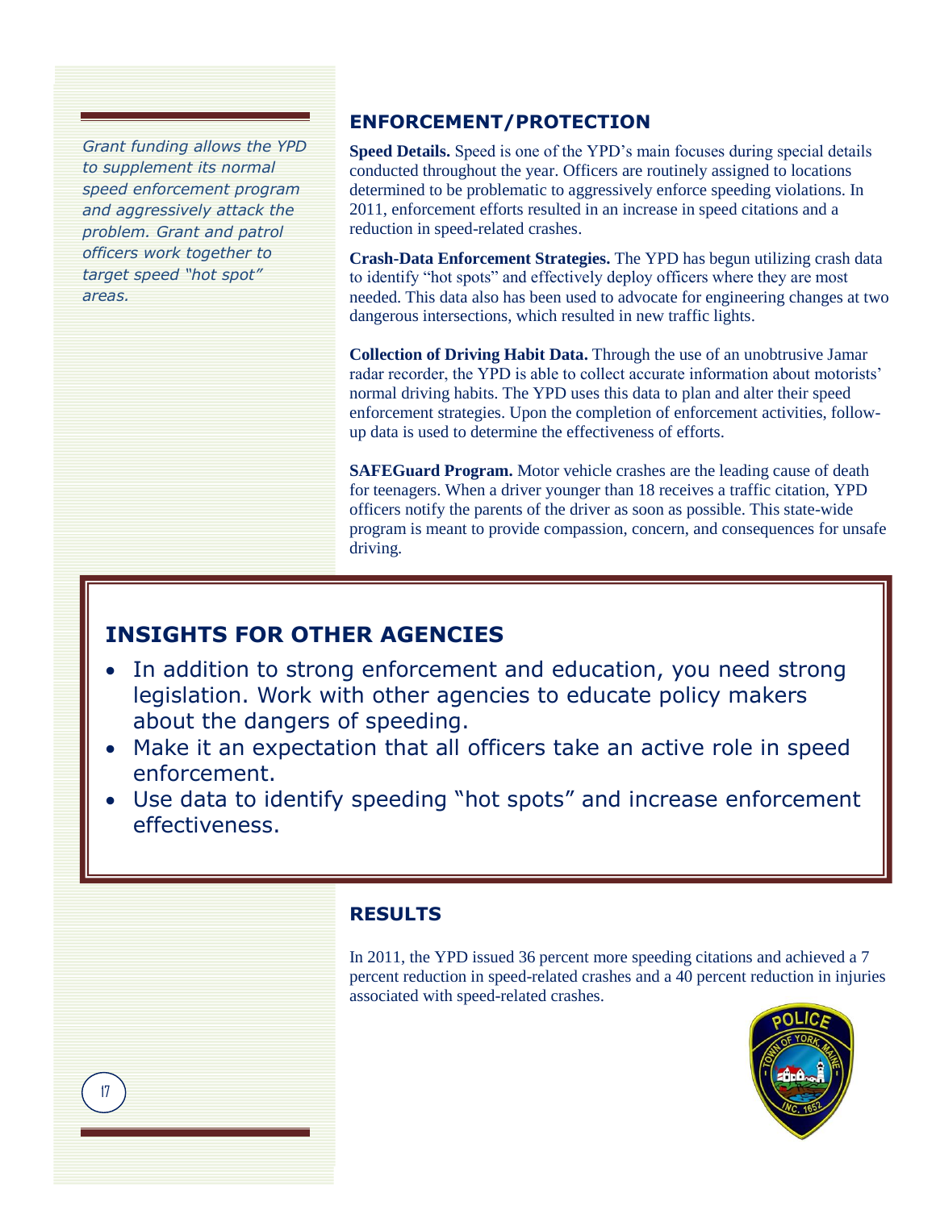*Grant funding allows the YPD to supplement its normal speed enforcement program and aggressively attack the problem. Grant and patrol officers work together to target speed "hot spot" areas.*

## ENFORCEMENT/PROTECTION

**Speed Details.** Speed is one of the YPD's main focuses during special details conducted throughout the year. Officers are routinely assigned to locations determined to be problematic to aggressively enforce speeding violations. In 2011, enforcement efforts resulted in an increase in speed citations and a reduction in speed-related crashes.

**Crash-Data Enforcement Strategies.** The YPD has begun utilizing crash data to identify "hot spots" and effectively deploy officers where they are most needed. This data also has been used to advocate for engineering changes at two dangerous intersections, which resulted in new traffic lights.

**Collection of Driving Habit Data.** Through the use of an unobtrusive Jamar radar recorder, the YPD is able to collect accurate information about motorists' normal driving habits. The YPD uses this data to plan and alter their speed enforcement strategies. Upon the completion of enforcement activities, follow-up data is used to determine the effectiveness of efforts.

**SAFEGuard Program.** Motor vehicle crashes are the leading cause of death for teenagers. When a driver younger than 18 receives a traffic citation, YPD officers notify the parents of the driver as soon as possible. This state-wide program is meant to provide compassion, concern, and consequences for unsafe driving.

## INSIGHTS FOR OTHER AGENCIES

- In addition to strong enforcement and education, you need strong legislation. Work with other agencies to educate policy makers about the dangers of speeding.
- Make it an expectation that all officers take an active role in speed enforcement.
- Use data to identify speeding "hot spots" and increase enforcement effectiveness.

## RESULTS

In 2011, the YPD issued 36 percent more speeding citations and achieved a 7 percent reduction in speed-related crashes and a 40 percent reduction in injuries associated with speed-related crashes.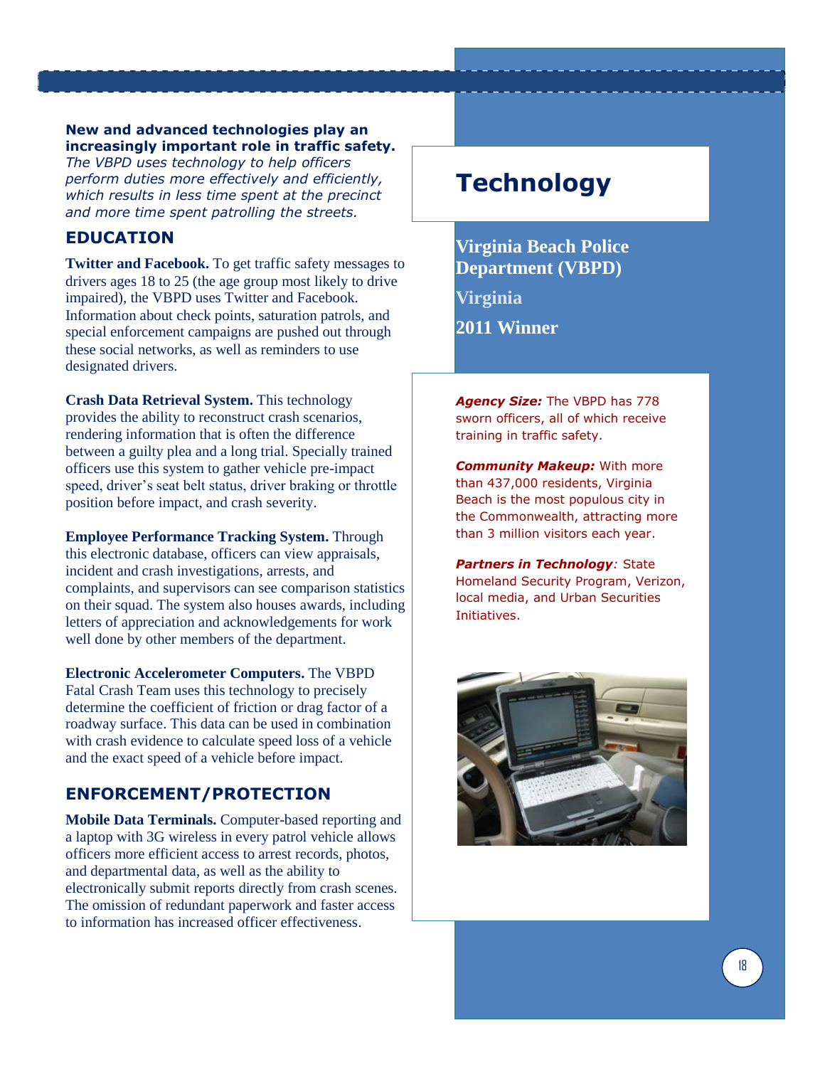# Technology

**Virginia Beach Police Department (VBPD)**

**Virginia**

**2011 Winner**

***Agency Size:*** The VBPD has 778 sworn officers, all of which receive training in traffic safety.

***Community Makeup:*** With more than 437,000 residents, Virginia Beach is the most populous city in the Commonwealth, attracting more than 3 million visitors each year.

***Partners in Technology:*** State Homeland Security Program, Verizon, local media, and Urban Securities Initiatives.

**New and advanced technologies play an increasingly important role in traffic safety.** *The VBPD uses technology to help officers perform duties more effectively and efficiently, which results in less time spent at the precinct and more time spent patrolling the streets.*

## EDUCATION

**Twitter and Facebook.** To get traffic safety messages to drivers ages 18 to 25 (the age group most likely to drive impaired), the VBPD uses Twitter and Facebook. Information about check points, saturation patrols, and special enforcement campaigns are pushed out through these social networks, as well as reminders to use designated drivers.

**Crash Data Retrieval System.** This technology provides the ability to reconstruct crash scenarios, rendering information that is often the difference between a guilty plea and a long trial. Specially trained officers use this system to gather vehicle pre-impact speed, driver's seat belt status, driver braking or throttle position before impact, and crash severity.

**Employee Performance Tracking System.** Through this electronic database, officers can view appraisals, incident and crash investigations, arrests, and complaints, and supervisors can see comparison statistics on their squad. The system also houses awards, including letters of appreciation and acknowledgements for work well done by other members of the department.

**Electronic Accelerometer Computers.** The VBPD Fatal Crash Team uses this technology to precisely determine the coefficient of friction or drag factor of a roadway surface. This data can be used in combination with crash evidence to calculate speed loss of a vehicle and the exact speed of a vehicle before impact.

## ENFORCEMENT/PROTECTION

**Mobile Data Terminals.** Computer-based reporting and a laptop with 3G wireless in every patrol vehicle allows officers more efficient access to arrest records, photos, and departmental data, as well as the ability to electronically submit reports directly from crash scenes. The omission of redundant paperwork and faster access to information has increased officer effectiveness.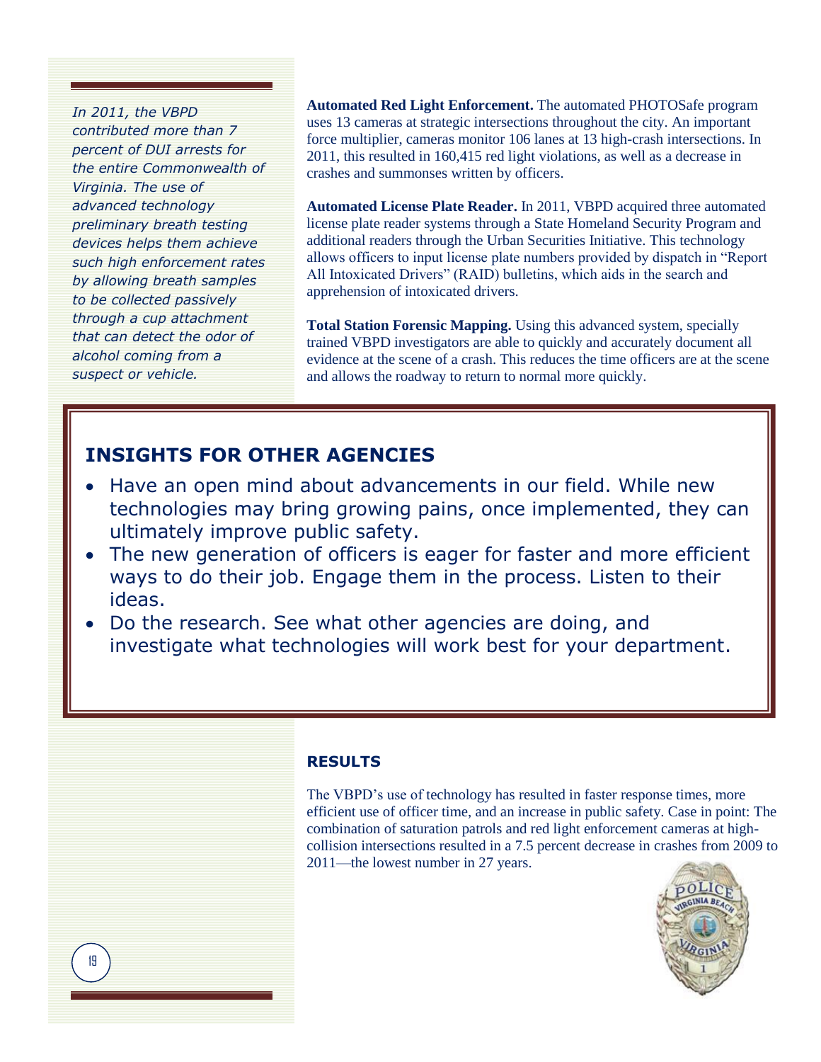*In 2011, the VBPD contributed more than 7 percent of DUI arrests for the entire Commonwealth of Virginia. The use of advanced technology preliminary breath testing devices helps them achieve such high enforcement rates by allowing breath samples to be collected passively through a cup attachment that can detect the odor of alcohol coming from a suspect or vehicle.*

**Automated Red Light Enforcement.** The automated PHOTOSafe program uses 13 cameras at strategic intersections throughout the city. An important force multiplier, cameras monitor 106 lanes at 13 high-crash intersections. In 2011, this resulted in 160,415 red light violations, as well as a decrease in crashes and summonses written by officers.

**Automated License Plate Reader.** In 2011, VBPD acquired three automated license plate reader systems through a State Homeland Security Program and additional readers through the Urban Securities Initiative. This technology allows officers to input license plate numbers provided by dispatch in "Report All Intoxicated Drivers" (RAID) bulletins, which aids in the search and apprehension of intoxicated drivers.

**Total Station Forensic Mapping.** Using this advanced system, specially trained VBPD investigators are able to quickly and accurately document all evidence at the scene of a crash. This reduces the time officers are at the scene and allows the roadway to return to normal more quickly.

## INSIGHTS FOR OTHER AGENCIES

- Have an open mind about advancements in our field. While new technologies may bring growing pains, once implemented, they can ultimately improve public safety.
- The new generation of officers is eager for faster and more efficient ways to do their job. Engage them in the process. Listen to their ideas.
- Do the research. See what other agencies are doing, and investigate what technologies will work best for your department.

## RESULTS

The VBPD's use of technology has resulted in faster response times, more efficient use of officer time, and an increase in public safety. Case in point: The combination of saturation patrols and red light enforcement cameras at high-collision intersections resulted in a 7.5 percent decrease in crashes from 2009 to 2011—the lowest number in 27 years.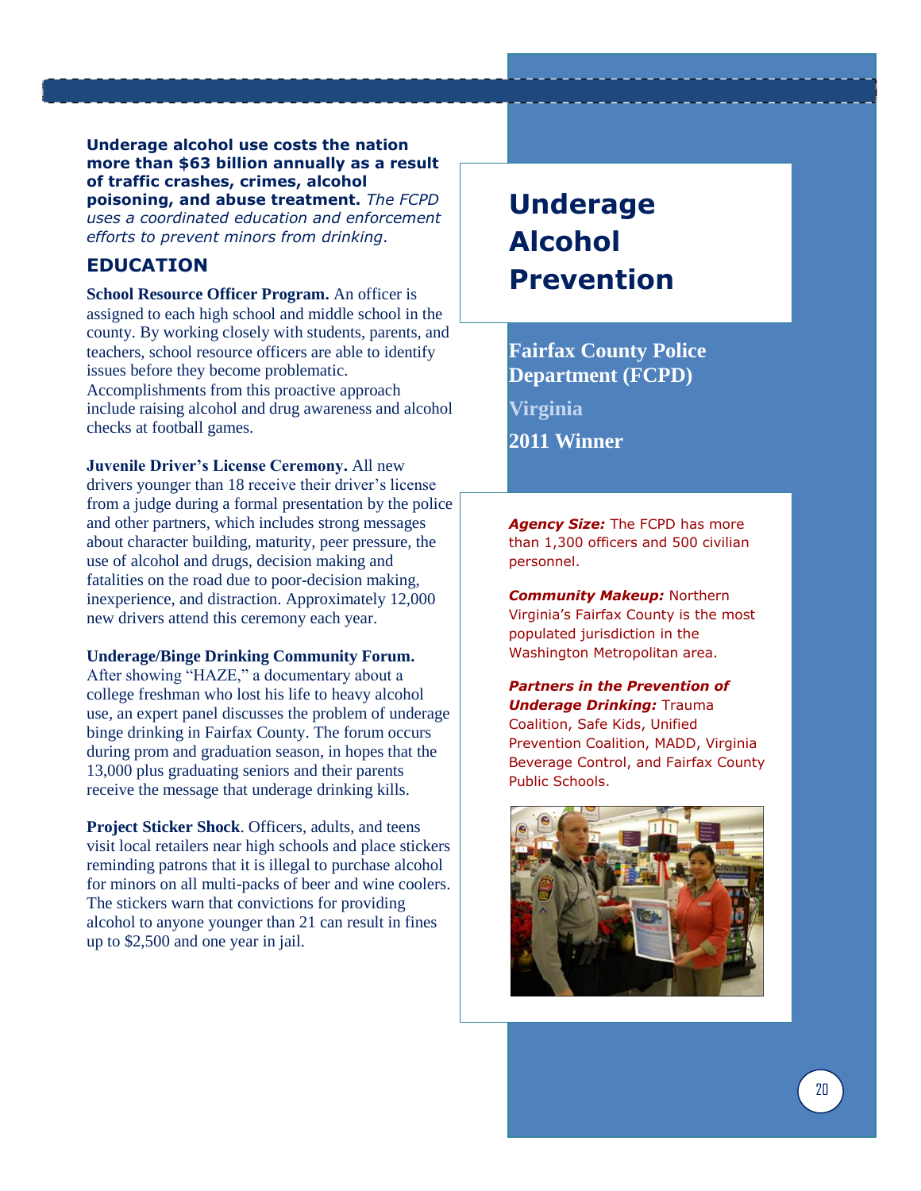# Underage Alcohol Prevention

**Fairfax County Police Department (FCPD)**

**Virginia**

**2011 Winner**

***Agency Size:*** The FCPD has more than 1,300 officers and 500 civilian personnel.

***Community Makeup:*** Northern Virginia's Fairfax County is the most populated jurisdiction in the Washington Metropolitan area.

***Partners in the Prevention of Underage Drinking:*** Trauma Coalition, Safe Kids, Unified Prevention Coalition, MADD, Virginia Beverage Control, and Fairfax County Public Schools.

**Underage alcohol use costs the nation more than $63 billion annually as a result of traffic crashes, crimes, alcohol poisoning, and abuse treatment.** *The FCPD uses a coordinated education and enforcement efforts to prevent minors from drinking.*

## EDUCATION

**School Resource Officer Program.** An officer is assigned to each high school and middle school in the county. By working closely with students, parents, and teachers, school resource officers are able to identify issues before they become problematic. Accomplishments from this proactive approach include raising alcohol and drug awareness and alcohol checks at football games.

**Juvenile Driver's License Ceremony.** All new drivers younger than 18 receive their driver's license from a judge during a formal presentation by the police and other partners, which includes strong messages about character building, maturity, peer pressure, the use of alcohol and drugs, decision making and fatalities on the road due to poor-decision making, inexperience, and distraction. Approximately 12,000 new drivers attend this ceremony each year.

**Underage/Binge Drinking Community Forum.** After showing "HAZE," a documentary about a college freshman who lost his life to heavy alcohol use, an expert panel discusses the problem of underage binge drinking in Fairfax County. The forum occurs during prom and graduation season, in hopes that the 13,000 plus graduating seniors and their parents receive the message that underage drinking kills.

**Project Sticker Shock**. Officers, adults, and teens visit local retailers near high schools and place stickers reminding patrons that it is illegal to purchase alcohol for minors on all multi-packs of beer and wine coolers. The stickers warn that convictions for providing alcohol to anyone younger than 21 can result in fines up to $2,500 and one year in jail.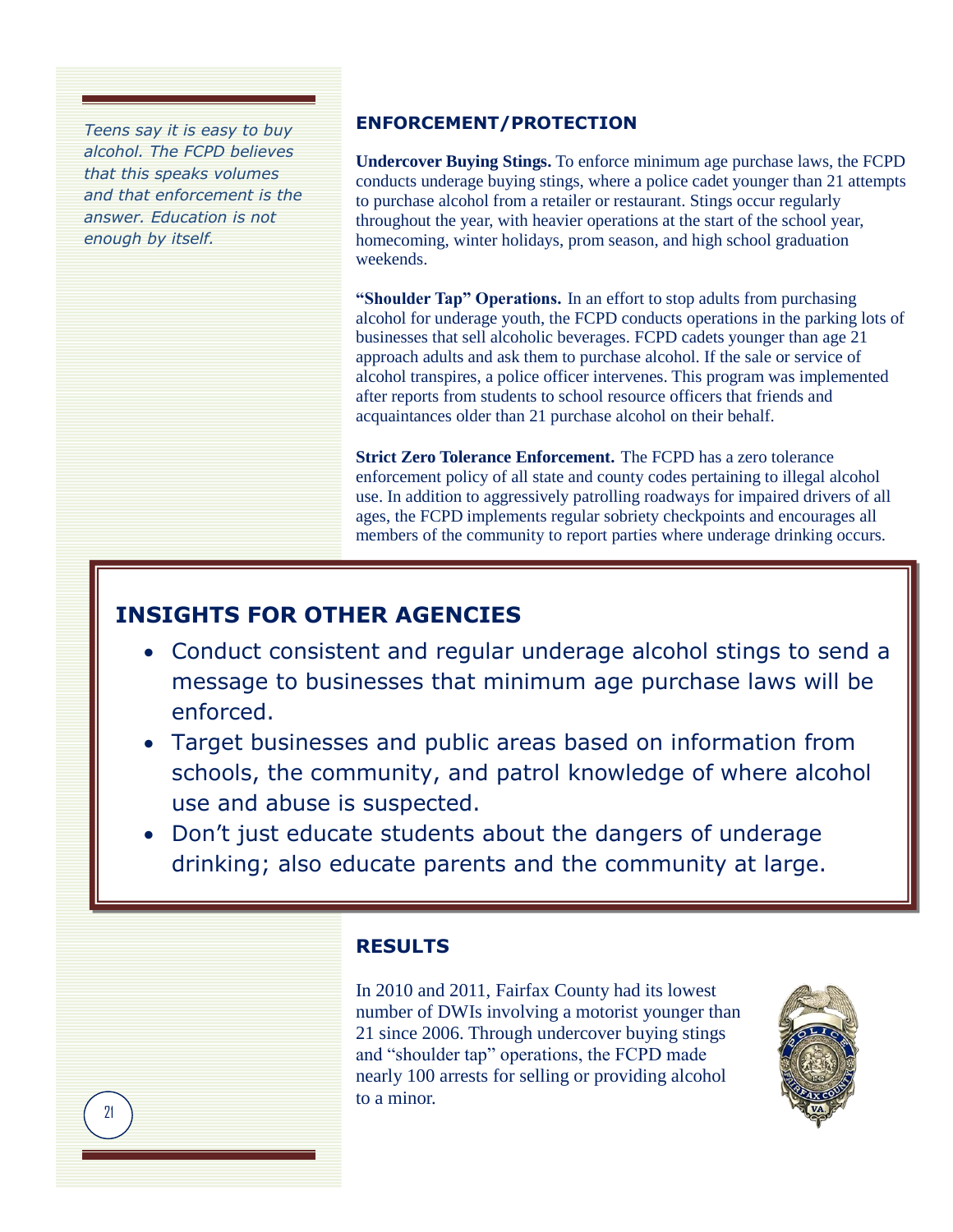*Teens say it is easy to buy alcohol. The FCPD believes that this speaks volumes and that enforcement is the answer. Education is not enough by itself.*

## ENFORCEMENT/PROTECTION

**Undercover Buying Stings.** To enforce minimum age purchase laws, the FCPD conducts underage buying stings, where a police cadet younger than 21 attempts to purchase alcohol from a retailer or restaurant. Stings occur regularly throughout the year, with heavier operations at the start of the school year, homecoming, winter holidays, prom season, and high school graduation weekends.

**"Shoulder Tap" Operations.** In an effort to stop adults from purchasing alcohol for underage youth, the FCPD conducts operations in the parking lots of businesses that sell alcoholic beverages. FCPD cadets younger than age 21 approach adults and ask them to purchase alcohol. If the sale or service of alcohol transpires, a police officer intervenes. This program was implemented after reports from students to school resource officers that friends and acquaintances older than 21 purchase alcohol on their behalf.

**Strict Zero Tolerance Enforcement.** The FCPD has a zero tolerance enforcement policy of all state and county codes pertaining to illegal alcohol use. In addition to aggressively patrolling roadways for impaired drivers of all ages, the FCPD implements regular sobriety checkpoints and encourages all members of the community to report parties where underage drinking occurs.

## INSIGHTS FOR OTHER AGENCIES

- Conduct consistent and regular underage alcohol stings to send a message to businesses that minimum age purchase laws will be enforced.
- Target businesses and public areas based on information from schools, the community, and patrol knowledge of where alcohol use and abuse is suspected.
- Don't just educate students about the dangers of underage drinking; also educate parents and the community at large.

## RESULTS

In 2010 and 2011, Fairfax County had its lowest number of DWIs involving a motorist younger than 21 since 2006. Through undercover buying stings and "shoulder tap" operations, the FCPD made nearly 100 arrests for selling or providing alcohol to a minor.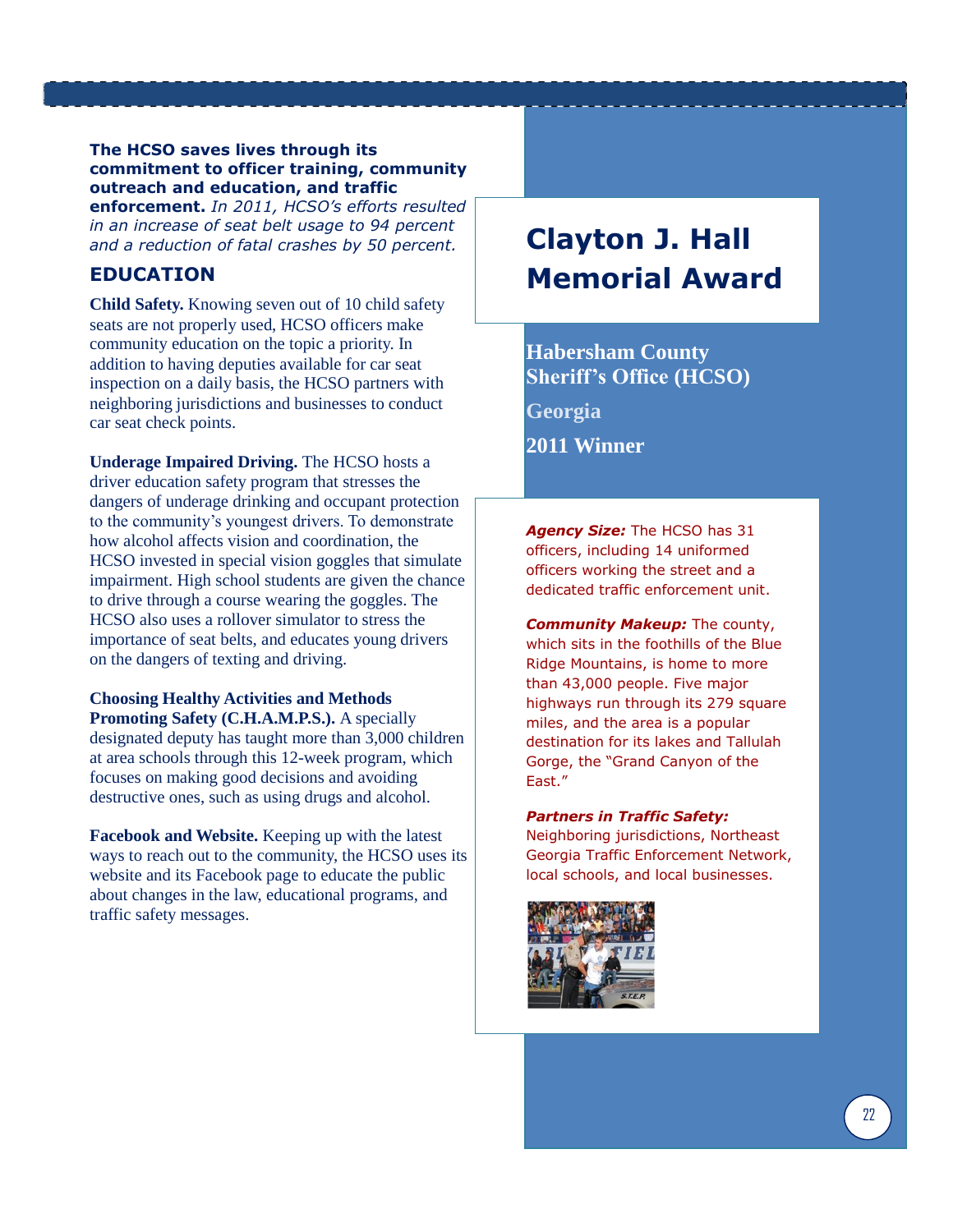# Clayton J. Hall Memorial Award

**Habersham County Sheriff's Office (HCSO)**

**Georgia**

**2011 Winner**

***Agency Size:*** The HCSO has 31 officers, including 14 uniformed officers working the street and a dedicated traffic enforcement unit.

***Community Makeup:*** The county, which sits in the foothills of the Blue Ridge Mountains, is home to more than 43,000 people. Five major highways run through its 279 square miles, and the area is a popular destination for its lakes and Tallulah Gorge, the "Grand Canyon of the East."

***Partners in Traffic Safety:*** Neighboring jurisdictions, Northeast Georgia Traffic Enforcement Network, local schools, and local businesses.

**The HCSO saves lives through its commitment to officer training, community outreach and education, and traffic enforcement.** *In 2011, HCSO's efforts resulted in an increase of seat belt usage to 94 percent and a reduction of fatal crashes by 50 percent.*

## EDUCATION

**Child Safety.** Knowing seven out of 10 child safety seats are not properly used, HCSO officers make community education on the topic a priority. In addition to having deputies available for car seat inspection on a daily basis, the HCSO partners with neighboring jurisdictions and businesses to conduct car seat check points.

**Underage Impaired Driving.** The HCSO hosts a driver education safety program that stresses the dangers of underage drinking and occupant protection to the community's youngest drivers. To demonstrate how alcohol affects vision and coordination, the HCSO invested in special vision goggles that simulate impairment. High school students are given the chance to drive through a course wearing the goggles. The HCSO also uses a rollover simulator to stress the importance of seat belts, and educates young drivers on the dangers of texting and driving.

**Choosing Healthy Activities and Methods Promoting Safety (C.H.A.M.P.S.).** A specially designated deputy has taught more than 3,000 children at area schools through this 12-week program, which focuses on making good decisions and avoiding destructive ones, such as using drugs and alcohol.

**Facebook and Website.** Keeping up with the latest ways to reach out to the community, the HCSO uses its website and its Facebook page to educate the public about changes in the law, educational programs, and traffic safety messages.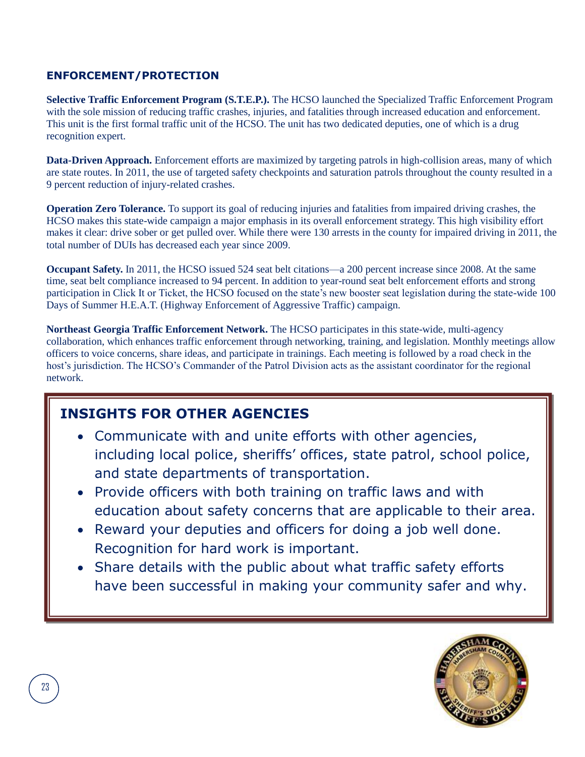## ENFORCEMENT/PROTECTION

**Selective Traffic Enforcement Program (S.T.E.P.).** The HCSO launched the Specialized Traffic Enforcement Program with the sole mission of reducing traffic crashes, injuries, and fatalities through increased education and enforcement. This unit is the first formal traffic unit of the HCSO. The unit has two dedicated deputies, one of which is a drug recognition expert.

**Data-Driven Approach.** Enforcement efforts are maximized by targeting patrols in high-collision areas, many of which are state routes. In 2011, the use of targeted safety checkpoints and saturation patrols throughout the county resulted in a 9 percent reduction of injury-related crashes.

**Operation Zero Tolerance.** To support its goal of reducing injuries and fatalities from impaired driving crashes, the HCSO makes this state-wide campaign a major emphasis in its overall enforcement strategy. This high visibility effort makes it clear: drive sober or get pulled over. While there were 130 arrests in the county for impaired driving in 2011, the total number of DUIs has decreased each year since 2009.

**Occupant Safety.** In 2011, the HCSO issued 524 seat belt citations—a 200 percent increase since 2008. At the same time, seat belt compliance increased to 94 percent. In addition to year-round seat belt enforcement efforts and strong participation in Click It or Ticket, the HCSO focused on the state's new booster seat legislation during the state-wide 100 Days of Summer H.E.A.T. (Highway Enforcement of Aggressive Traffic) campaign.

**Northeast Georgia Traffic Enforcement Network.** The HCSO participates in this state-wide, multi-agency collaboration, which enhances traffic enforcement through networking, training, and legislation. Monthly meetings allow officers to voice concerns, share ideas, and participate in trainings. Each meeting is followed by a road check in the host's jurisdiction. The HCSO's Commander of the Patrol Division acts as the assistant coordinator for the regional network.

### INSIGHTS FOR OTHER AGENCIES

- Communicate with and unite efforts with other agencies, including local police, sheriffs' offices, state patrol, school police, and state departments of transportation.
- Provide officers with both training on traffic laws and with education about safety concerns that are applicable to their area.
- Reward your deputies and officers for doing a job well done. Recognition for hard work is important.
- Share details with the public about what traffic safety efforts have been successful in making your community safer and why.